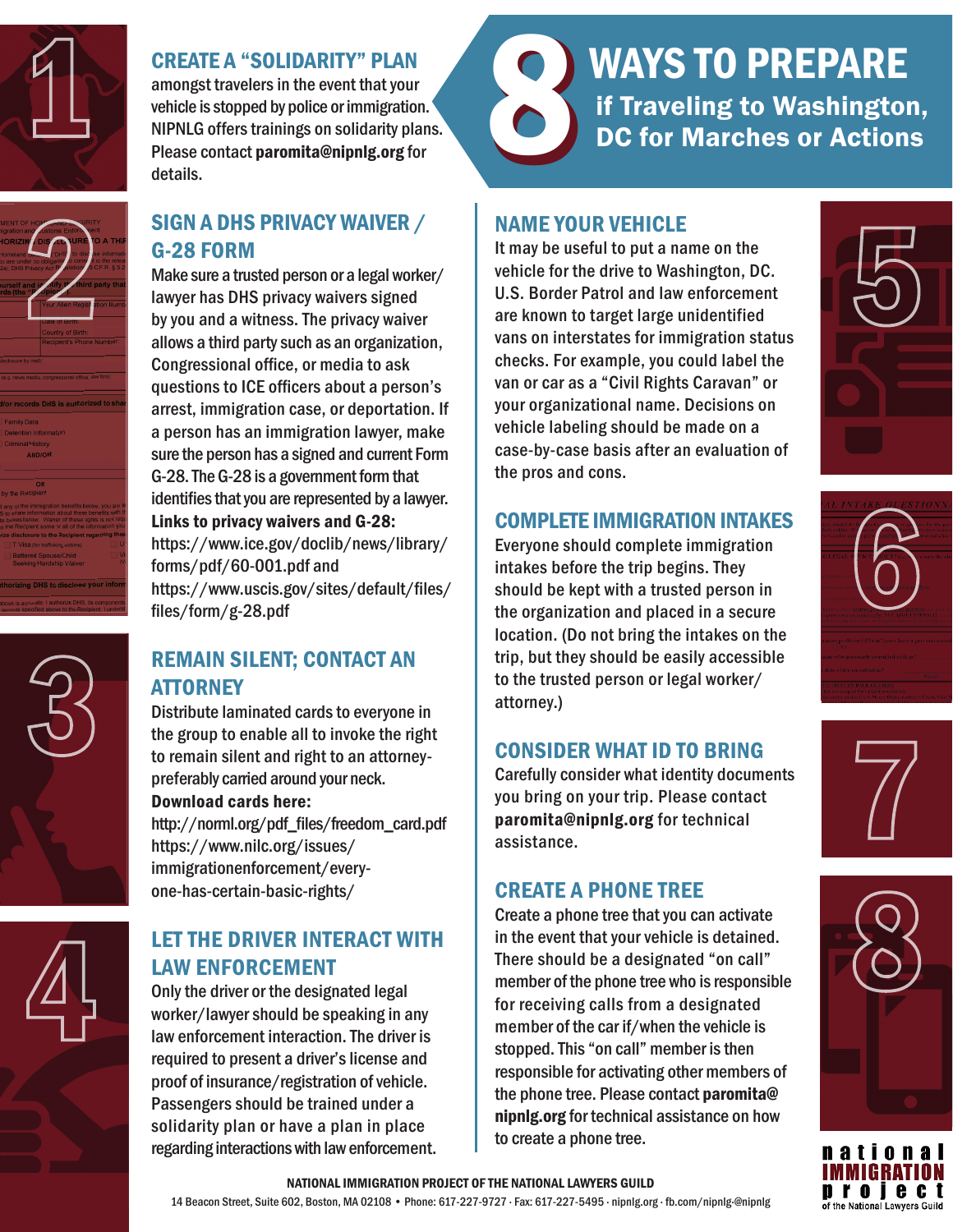# 8 WAYS TO PREPARE

## if Traveling to Washington, DC for Marches or Actions

### 1. CREATE A "SOLIDARITY" PLAN

amongst travelers in the event that your vehicle is stopped by police or immigration. NIPNLG offers trainings on solidarity plans. Please contact **paromita@nipnlg.org** for details.

### 2. SIGN A DHS PRIVACY WAIVER / G-28 FORM

Make sure a trusted person or a legal worker/lawyer has DHS privacy waivers signed by you and a witness. The privacy waiver allows a third party such as an organization, Congressional office, or media to ask questions to ICE officers about a person's arrest, immigration case, or deportation. If a person has an immigration lawyer, make sure the person has a signed and current Form G-28. The G-28 is a government form that identifies that you are represented by a lawyer.

**Links to privacy waivers and G-28:**
https://www.ice.gov/doclib/news/library/forms/pdf/60-001.pdf and
https://www.uscis.gov/sites/default/files/files/form/g-28.pdf

### 3. REMAIN SILENT; CONTACT AN ATTORNEY

Distribute laminated cards to everyone in the group to enable all to invoke the right to remain silent and right to an attorney- preferably carried around your neck.

**Download cards here:**
http://norml.org/pdf_files/freedom_card.pdf
https://www.nilc.org/issues/immigrationenforcement/every-one-has-certain-basic-rights/

### 4. LET THE DRIVER INTERACT WITH LAW ENFORCEMENT

Only the driver or the designated legal worker/lawyer should be speaking in any law enforcement interaction. The driver is required to present a driver's license and proof of insurance/registration of vehicle. Passengers should be trained under a solidarity plan or have a plan in place regarding interactions with law enforcement.

### 5. NAME YOUR VEHICLE

It may be useful to put a name on the vehicle for the drive to Washington, DC. U.S. Border Patrol and law enforcement are known to target large unidentified vans on interstates for immigration status checks. For example, you could label the van or car as a "Civil Rights Caravan" or your organizational name. Decisions on vehicle labeling should be made on a case-by-case basis after an evaluation of the pros and cons.

### 6. COMPLETE IMMIGRATION INTAKES

Everyone should complete immigration intakes before the trip begins. They should be kept with a trusted person in the organization and placed in a secure location. (Do not bring the intakes on the trip, but they should be easily accessible to the trusted person or legal worker/attorney.)

### 7. CONSIDER WHAT ID TO BRING

Carefully consider what identity documents you bring on your trip. Please contact **paromita@nipnlg.org** for technical assistance.

### 8. CREATE A PHONE TREE

Create a phone tree that you can activate in the event that your vehicle is detained. There should be a designated "on call" member of the phone tree who is responsible for receiving calls from a designated member of the car if/when the vehicle is stopped. This "on call" member is then responsible for activating other members of the phone tree. Please contact **paromita@nipnlg.org** for technical assistance on how to create a phone tree.

**NATIONAL IMMIGRATION PROJECT OF THE NATIONAL LAWYERS GUILD**
14 Beacon Street, Suite 602, Boston, MA 02108 • Phone: 617-227-9727 · Fax: 617-227-5495 · nipnlg.org · fb.com/nipnlg·@nipnlg

national IMMIGRATION project of the National Lawyers Guild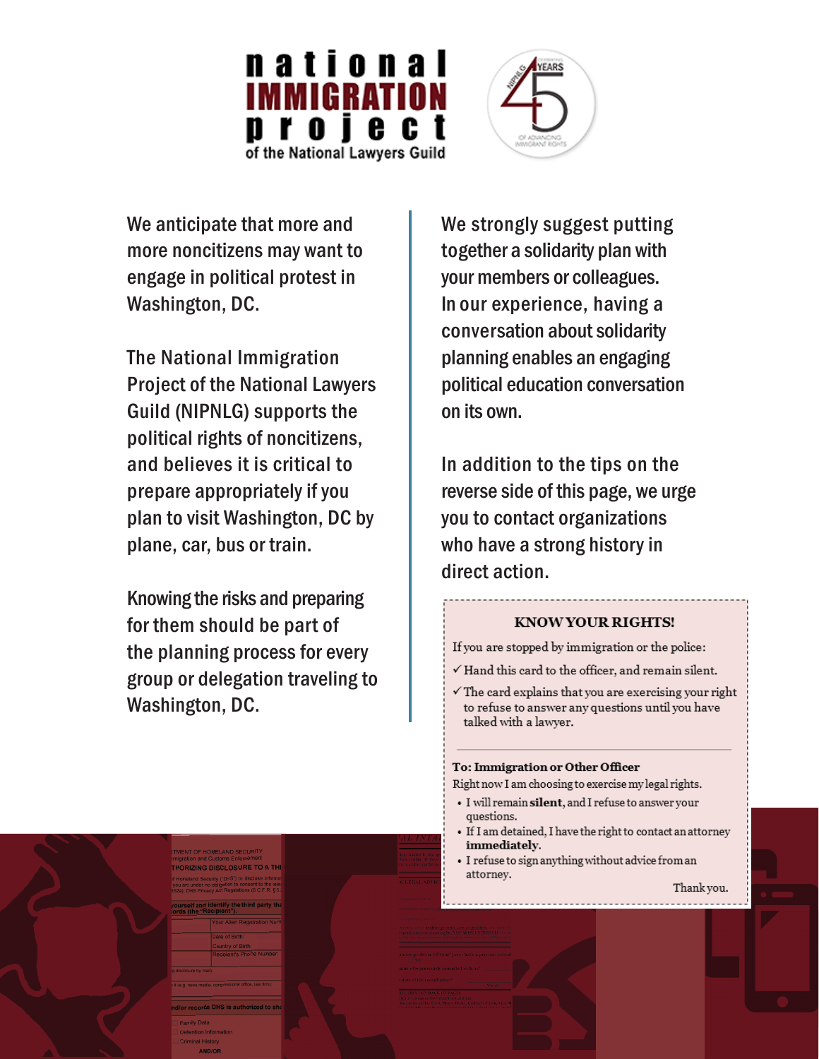**national IMMIGRATION project of the National Lawyers Guild**

We anticipate that more and more noncitizens may want to engage in political protest in Washington, DC.

The National Immigration Project of the National Lawyers Guild (NIPNLG) supports the political rights of noncitizens, and believes it is critical to prepare appropriately if you plan to visit Washington, DC by plane, car, bus or train.

Knowing the risks and preparing for them should be part of the planning process for every group or delegation traveling to Washington, DC.

We strongly suggest putting together a solidarity plan with your members or colleagues. In our experience, having a conversation about solidarity planning enables an engaging political education conversation on its own.

In addition to the tips on the reverse side of this page, we urge you to contact organizations who have a strong history in direct action.

**KNOW YOUR RIGHTS!**

If you are stopped by immigration or the police:

- ✓ Hand this card to the officer, and remain silent.
- ✓ The card explains that you are exercising your right to refuse to answer any questions until you have talked with a lawyer.

---

**To: Immigration or Other Officer**

Right now I am choosing to exercise my legal rights.

- I will remain **silent**, and I refuse to answer your questions.
- If I am detained, I have the right to contact an attorney **immediately**.
- I refuse to sign anything without advice from an attorney.

Thank you.